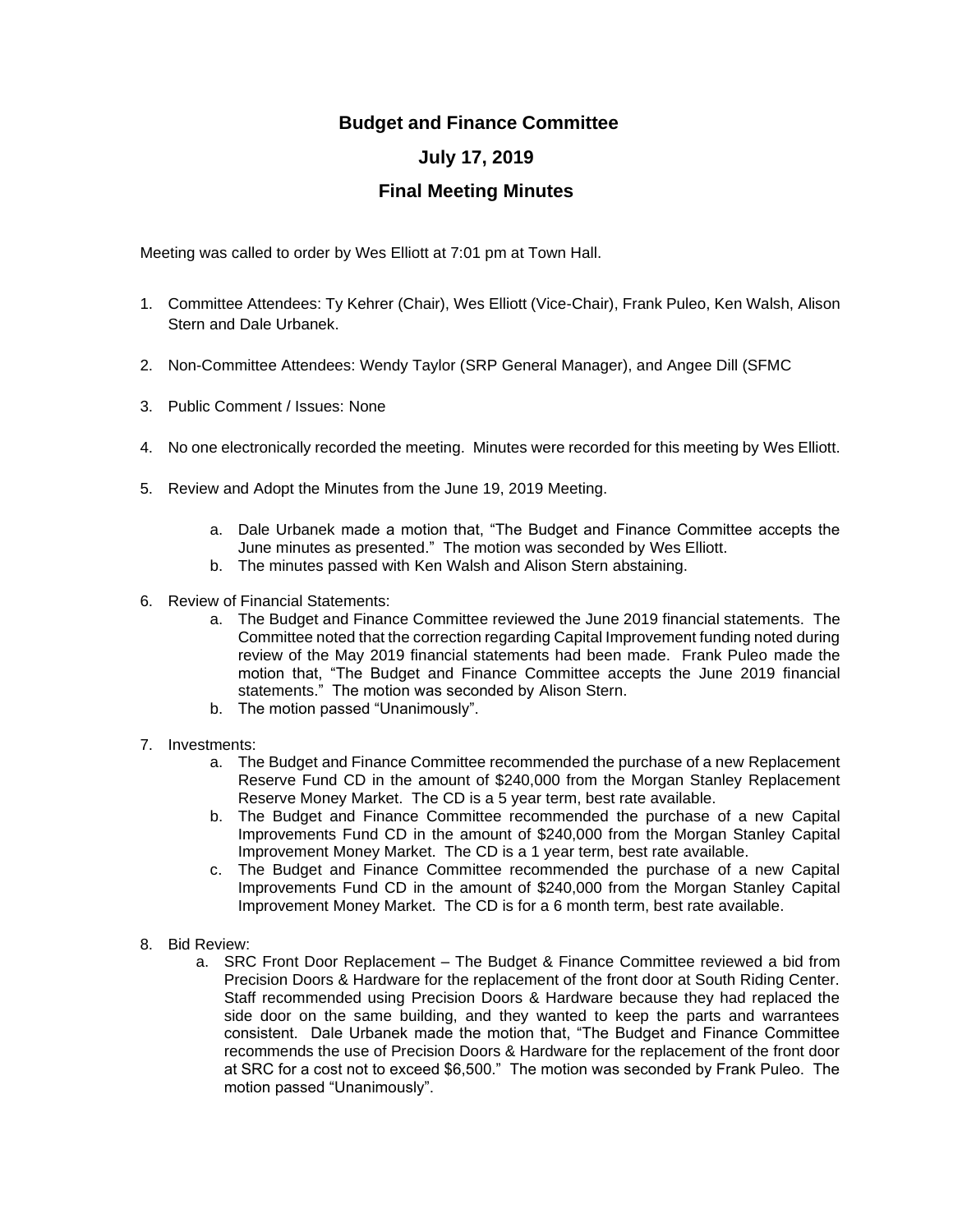# Budget and Finance Committee

## July 17, 2019

## Final Meeting Minutes

Meeting was called to order by Wes Elliott at 7:01 pm at Town Hall.

1. Committee Attendees: Ty Kehrer (Chair), Wes Elliott (Vice-Chair), Frank Puleo, Ken Walsh, Alison Stern and Dale Urbanek.

2. Non-Committee Attendees: Wendy Taylor (SRP General Manager), and Angee Dill (SFMC

3. Public Comment / Issues: None

4. No one electronically recorded the meeting. Minutes were recorded for this meeting by Wes Elliott.

5. Review and Adopt the Minutes from the June 19, 2019 Meeting.

   a. Dale Urbanek made a motion that, "The Budget and Finance Committee accepts the June minutes as presented." The motion was seconded by Wes Elliott.
   b. The minutes passed with Ken Walsh and Alison Stern abstaining.

6. Review of Financial Statements:
   a. The Budget and Finance Committee reviewed the June 2019 financial statements. The Committee noted that the correction regarding Capital Improvement funding noted during review of the May 2019 financial statements had been made. Frank Puleo made the motion that, "The Budget and Finance Committee accepts the June 2019 financial statements." The motion was seconded by Alison Stern.
   b. The motion passed "Unanimously".

7. Investments:
   a. The Budget and Finance Committee recommended the purchase of a new Replacement Reserve Fund CD in the amount of $240,000 from the Morgan Stanley Replacement Reserve Money Market. The CD is a 5 year term, best rate available.
   b. The Budget and Finance Committee recommended the purchase of a new Capital Improvements Fund CD in the amount of $240,000 from the Morgan Stanley Capital Improvement Money Market. The CD is a 1 year term, best rate available.
   c. The Budget and Finance Committee recommended the purchase of a new Capital Improvements Fund CD in the amount of $240,000 from the Morgan Stanley Capital Improvement Money Market. The CD is for a 6 month term, best rate available.

8. Bid Review:
   a. SRC Front Door Replacement – The Budget & Finance Committee reviewed a bid from Precision Doors & Hardware for the replacement of the front door at South Riding Center. Staff recommended using Precision Doors & Hardware because they had replaced the side door on the same building, and they wanted to keep the parts and warrantees consistent. Dale Urbanek made the motion that, "The Budget and Finance Committee recommends the use of Precision Doors & Hardware for the replacement of the front door at SRC for a cost not to exceed $6,500." The motion was seconded by Frank Puleo. The motion passed "Unanimously".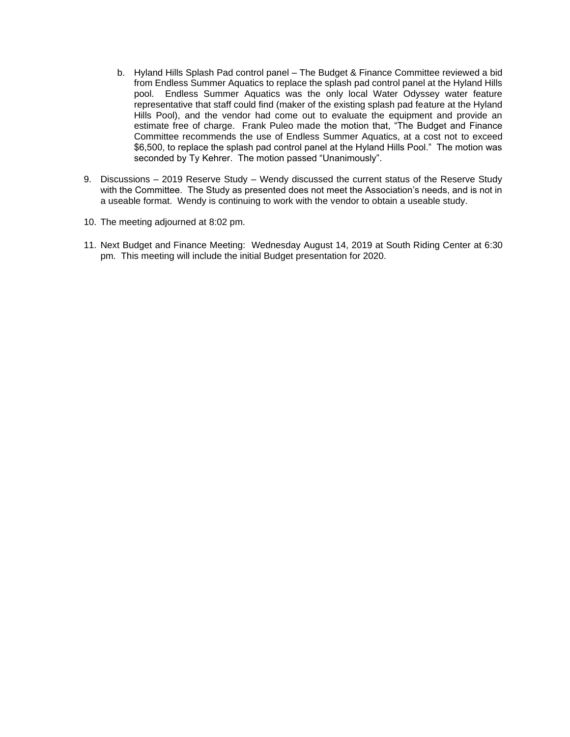b. Hyland Hills Splash Pad control panel – The Budget & Finance Committee reviewed a bid from Endless Summer Aquatics to replace the splash pad control panel at the Hyland Hills pool. Endless Summer Aquatics was the only local Water Odyssey water feature representative that staff could find (maker of the existing splash pad feature at the Hyland Hills Pool), and the vendor had come out to evaluate the equipment and provide an estimate free of charge. Frank Puleo made the motion that, "The Budget and Finance Committee recommends the use of Endless Summer Aquatics, at a cost not to exceed $6,500, to replace the splash pad control panel at the Hyland Hills Pool." The motion was seconded by Ty Kehrer. The motion passed "Unanimously".

9. Discussions – 2019 Reserve Study – Wendy discussed the current status of the Reserve Study with the Committee. The Study as presented does not meet the Association's needs, and is not in a useable format. Wendy is continuing to work with the vendor to obtain a useable study.

10. The meeting adjourned at 8:02 pm.

11. Next Budget and Finance Meeting: Wednesday August 14, 2019 at South Riding Center at 6:30 pm. This meeting will include the initial Budget presentation for 2020.